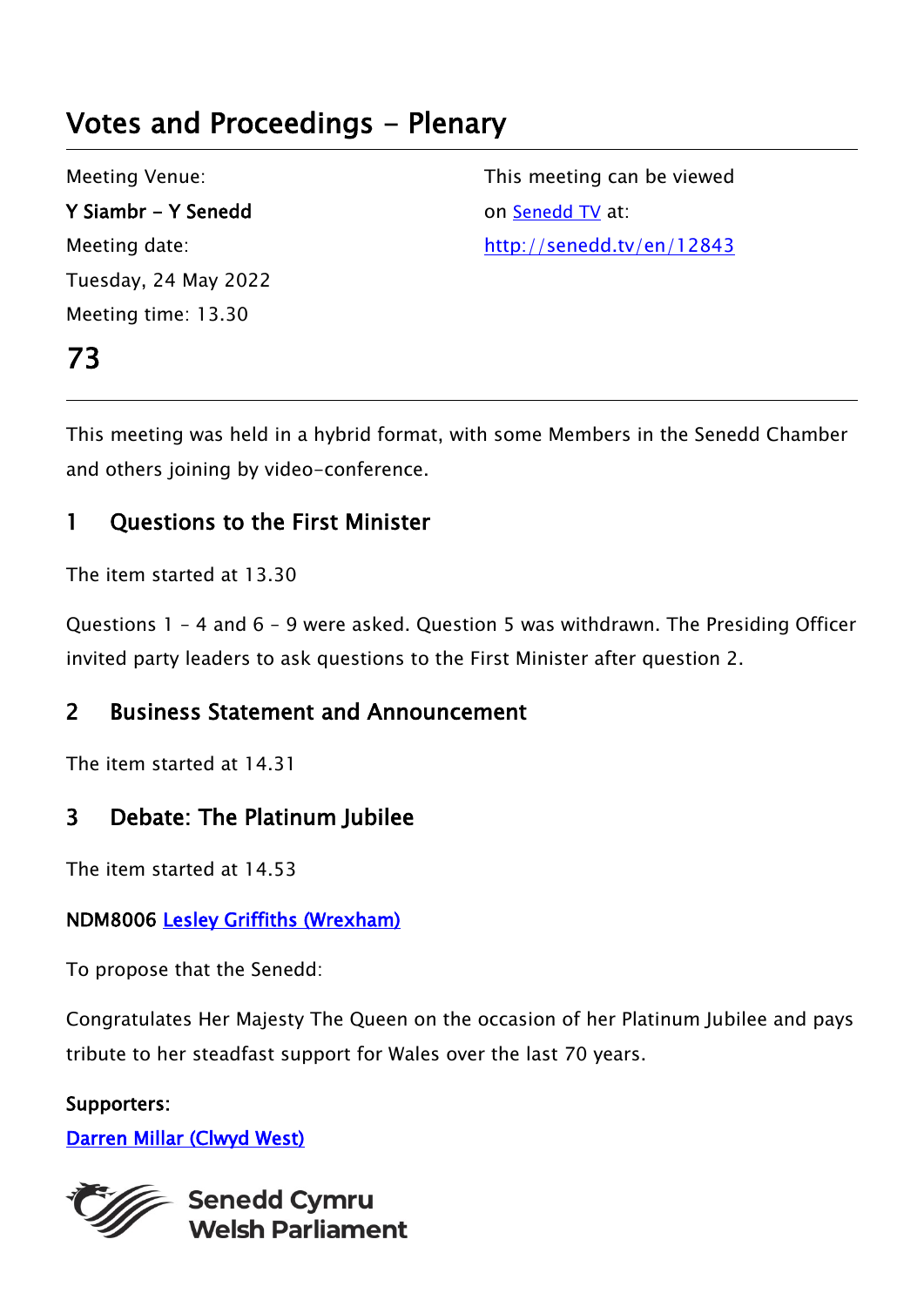# Votes and Proceedings - Plenary

Meeting Venue:
**Y Siambr - Y Senedd**
Meeting date:
Tuesday, 24 May 2022
Meeting time: 13.30

This meeting can be viewed on [Senedd TV](http://senedd.tv/en/12843) at:
[http://senedd.tv/en/12843](http://senedd.tv/en/12843)

# 73

This meeting was held in a hybrid format, with some Members in the Senedd Chamber and others joining by video-conference.

## 1 Questions to the First Minister

The item started at 13.30

Questions 1 – 4 and 6 – 9 were asked. Question 5 was withdrawn. The Presiding Officer invited party leaders to ask questions to the First Minister after question 2.

## 2 Business Statement and Announcement

The item started at 14.31

## 3 Debate: The Platinum Jubilee

The item started at 14.53

**NDM8006** [Lesley Griffiths (Wrexham)]()

To propose that the Senedd:

Congratulates Her Majesty The Queen on the occasion of her Platinum Jubilee and pays tribute to her steadfast support for Wales over the last 70 years.

**Supporters:**
[Darren Millar (Clwyd West)]()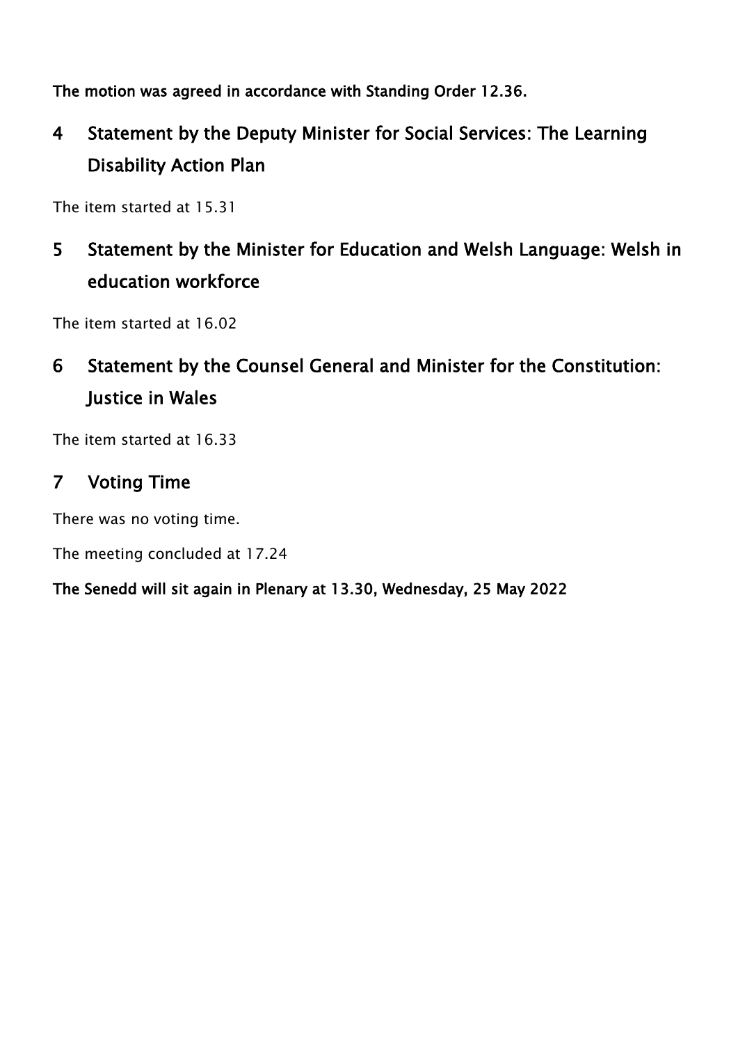**The motion was agreed in accordance with Standing Order 12.36.**

## 4 Statement by the Deputy Minister for Social Services: The Learning Disability Action Plan

The item started at 15.31

## 5 Statement by the Minister for Education and Welsh Language: Welsh in education workforce

The item started at 16.02

## 6 Statement by the Counsel General and Minister for the Constitution: Justice in Wales

The item started at 16.33

## 7 Voting Time

There was no voting time.

The meeting concluded at 17.24

**The Senedd will sit again in Plenary at 13.30, Wednesday, 25 May 2022**